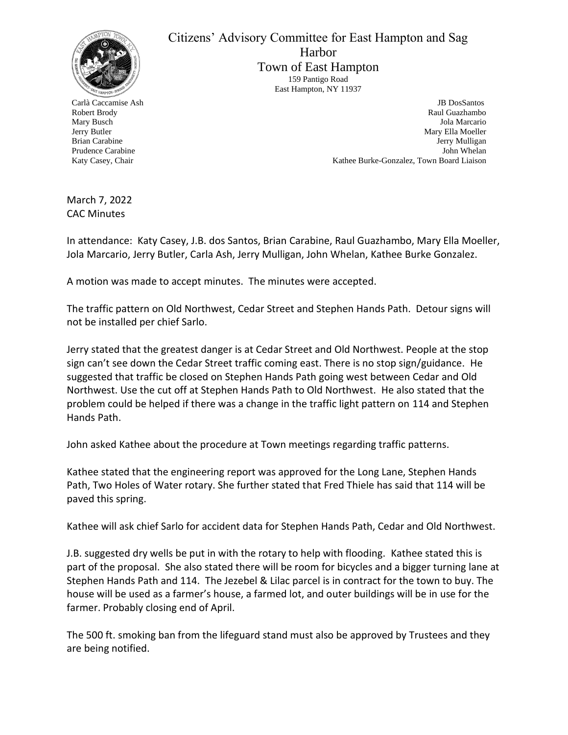# Citizens' Advisory Committee for East Hampton and Sag Harbor

## Town of East Hampton

159 Pantigo Road
East Hampton, NY 11937

Carlà Caccamise Ash
Robert Brody
Mary Busch
Jerry Butler
Brian Carabine
Prudence Carabine
Katy Casey, Chair

JB DosSantos
Raul Guazhambo
Jola Marcario
Mary Ella Moeller
Jerry Mulligan
John Whelan
Kathee Burke-Gonzalez, Town Board Liaison

March 7, 2022
CAC Minutes

In attendance: Katy Casey, J.B. dos Santos, Brian Carabine, Raul Guazhambo, Mary Ella Moeller, Jola Marcario, Jerry Butler, Carla Ash, Jerry Mulligan, John Whelan, Kathee Burke Gonzalez.

A motion was made to accept minutes. The minutes were accepted.

The traffic pattern on Old Northwest, Cedar Street and Stephen Hands Path. Detour signs will not be installed per chief Sarlo.

Jerry stated that the greatest danger is at Cedar Street and Old Northwest. People at the stop sign can't see down the Cedar Street traffic coming east. There is no stop sign/guidance. He suggested that traffic be closed on Stephen Hands Path going west between Cedar and Old Northwest. Use the cut off at Stephen Hands Path to Old Northwest. He also stated that the problem could be helped if there was a change in the traffic light pattern on 114 and Stephen Hands Path.

John asked Kathee about the procedure at Town meetings regarding traffic patterns.

Kathee stated that the engineering report was approved for the Long Lane, Stephen Hands Path, Two Holes of Water rotary. She further stated that Fred Thiele has said that 114 will be paved this spring.

Kathee will ask chief Sarlo for accident data for Stephen Hands Path, Cedar and Old Northwest.

J.B. suggested dry wells be put in with the rotary to help with flooding. Kathee stated this is part of the proposal. She also stated there will be room for bicycles and a bigger turning lane at Stephen Hands Path and 114. The Jezebel & Lilac parcel is in contract for the town to buy. The house will be used as a farmer's house, a farmed lot, and outer buildings will be in use for the farmer. Probably closing end of April.

The 500 ft. smoking ban from the lifeguard stand must also be approved by Trustees and they are being notified.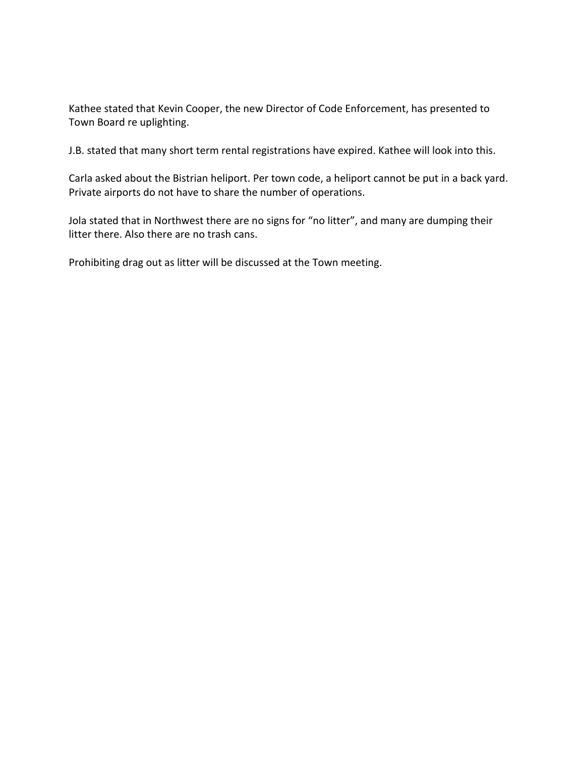Kathee stated that Kevin Cooper, the new Director of Code Enforcement, has presented to Town Board re uplighting.

J.B. stated that many short term rental registrations have expired. Kathee will look into this.

Carla asked about the Bistrian heliport. Per town code, a heliport cannot be put in a back yard. Private airports do not have to share the number of operations.

Jola stated that in Northwest there are no signs for "no litter", and many are dumping their litter there. Also there are no trash cans.

Prohibiting drag out as litter will be discussed at the Town meeting.